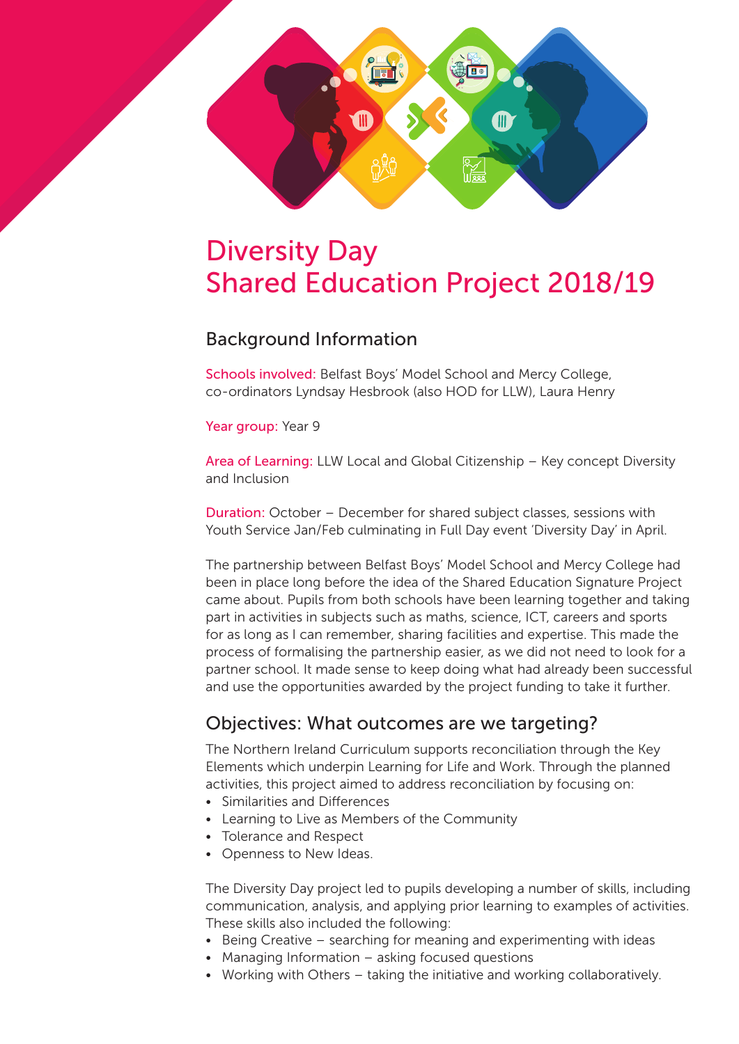# Diversity Day
# Shared Education Project 2018/19

## Background Information

Schools involved: Belfast Boys' Model School and Mercy College, co-ordinators Lyndsay Hesbrook (also HOD for LLW), Laura Henry

Year group: Year 9

Area of Learning: LLW Local and Global Citizenship – Key concept Diversity and Inclusion

Duration: October – December for shared subject classes, sessions with Youth Service Jan/Feb culminating in Full Day event 'Diversity Day' in April.

The partnership between Belfast Boys' Model School and Mercy College had been in place long before the idea of the Shared Education Signature Project came about. Pupils from both schools have been learning together and taking part in activities in subjects such as maths, science, ICT, careers and sports for as long as I can remember, sharing facilities and expertise. This made the process of formalising the partnership easier, as we did not need to look for a partner school. It made sense to keep doing what had already been successful and use the opportunities awarded by the project funding to take it further.

## Objectives: What outcomes are we targeting?

The Northern Ireland Curriculum supports reconciliation through the Key Elements which underpin Learning for Life and Work. Through the planned activities, this project aimed to address reconciliation by focusing on:

- Similarities and Differences
- Learning to Live as Members of the Community
- Tolerance and Respect
- Openness to New Ideas.

The Diversity Day project led to pupils developing a number of skills, including communication, analysis, and applying prior learning to examples of activities. These skills also included the following:

- Being Creative – searching for meaning and experimenting with ideas
- Managing Information – asking focused questions
- Working with Others – taking the initiative and working collaboratively.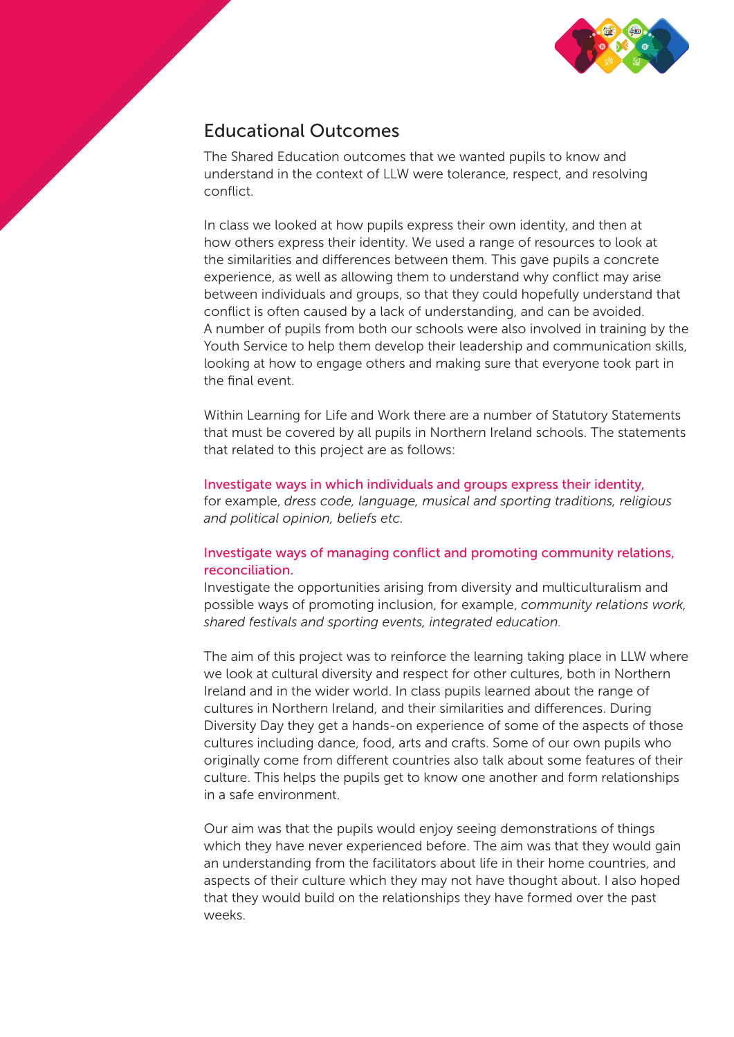## Educational Outcomes

The Shared Education outcomes that we wanted pupils to know and understand in the context of LLW were tolerance, respect, and resolving conflict.

In class we looked at how pupils express their own identity, and then at how others express their identity. We used a range of resources to look at the similarities and differences between them. This gave pupils a concrete experience, as well as allowing them to understand why conflict may arise between individuals and groups, so that they could hopefully understand that conflict is often caused by a lack of understanding, and can be avoided. A number of pupils from both our schools were also involved in training by the Youth Service to help them develop their leadership and communication skills, looking at how to engage others and making sure that everyone took part in the final event.

Within Learning for Life and Work there are a number of Statutory Statements that must be covered by all pupils in Northern Ireland schools. The statements that related to this project are as follows:

**Investigate ways in which individuals and groups express their identity,**
for example, *dress code, language, musical and sporting traditions, religious and political opinion, beliefs etc.*

**Investigate ways of managing conflict and promoting community relations, reconciliation.**
Investigate the opportunities arising from diversity and multiculturalism and possible ways of promoting inclusion, for example, *community relations work, shared festivals and sporting events, integrated education.*

The aim of this project was to reinforce the learning taking place in LLW where we look at cultural diversity and respect for other cultures, both in Northern Ireland and in the wider world. In class pupils learned about the range of cultures in Northern Ireland, and their similarities and differences. During Diversity Day they get a hands-on experience of some of the aspects of those cultures including dance, food, arts and crafts. Some of our own pupils who originally come from different countries also talk about some features of their culture. This helps the pupils get to know one another and form relationships in a safe environment.

Our aim was that the pupils would enjoy seeing demonstrations of things which they have never experienced before. The aim was that they would gain an understanding from the facilitators about life in their home countries, and aspects of their culture which they may not have thought about. I also hoped that they would build on the relationships they have formed over the past weeks.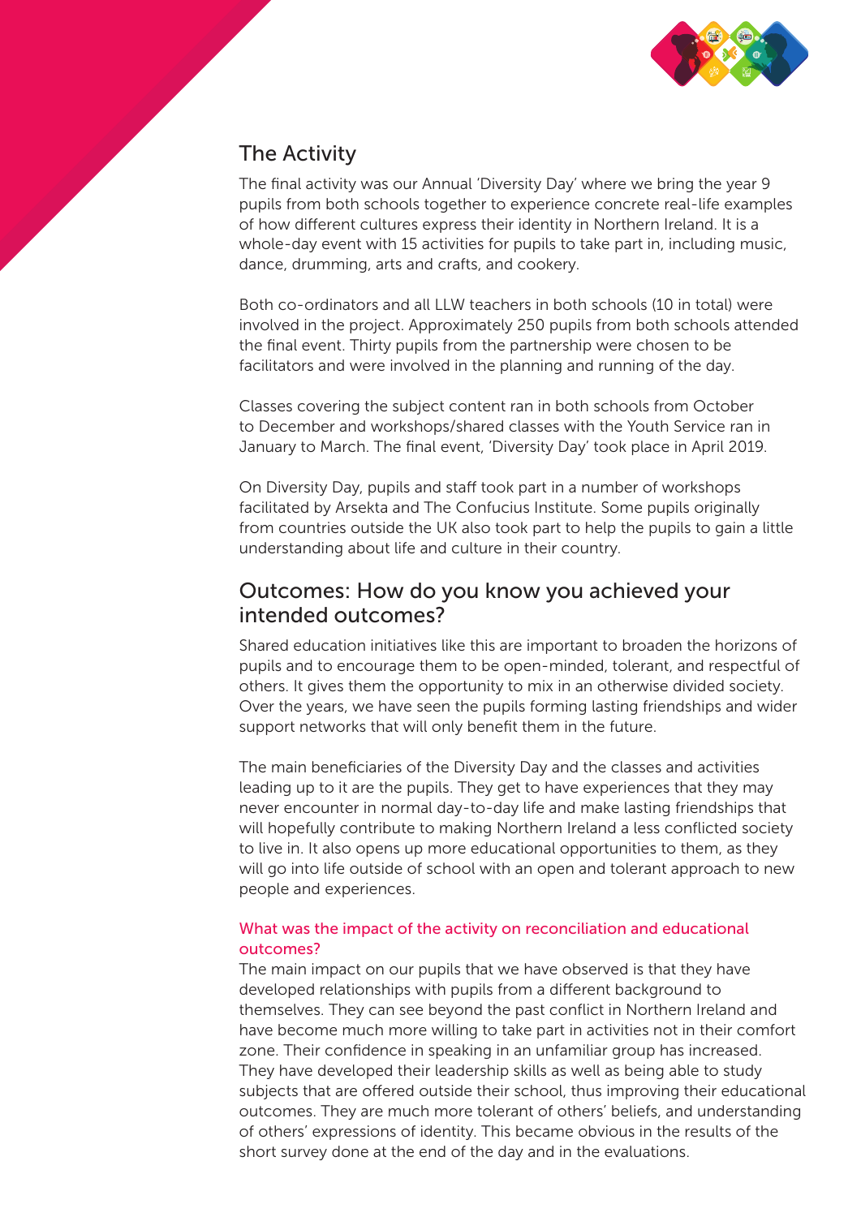## The Activity

The final activity was our Annual 'Diversity Day' where we bring the year 9 pupils from both schools together to experience concrete real-life examples of how different cultures express their identity in Northern Ireland. It is a whole-day event with 15 activities for pupils to take part in, including music, dance, drumming, arts and crafts, and cookery.

Both co-ordinators and all LLW teachers in both schools (10 in total) were involved in the project. Approximately 250 pupils from both schools attended the final event. Thirty pupils from the partnership were chosen to be facilitators and were involved in the planning and running of the day.

Classes covering the subject content ran in both schools from October to December and workshops/shared classes with the Youth Service ran in January to March. The final event, 'Diversity Day' took place in April 2019.

On Diversity Day, pupils and staff took part in a number of workshops facilitated by Arsekta and The Confucius Institute. Some pupils originally from countries outside the UK also took part to help the pupils to gain a little understanding about life and culture in their country.

## Outcomes: How do you know you achieved your intended outcomes?

Shared education initiatives like this are important to broaden the horizons of pupils and to encourage them to be open-minded, tolerant, and respectful of others. It gives them the opportunity to mix in an otherwise divided society. Over the years, we have seen the pupils forming lasting friendships and wider support networks that will only benefit them in the future.

The main beneficiaries of the Diversity Day and the classes and activities leading up to it are the pupils. They get to have experiences that they may never encounter in normal day-to-day life and make lasting friendships that will hopefully contribute to making Northern Ireland a less conflicted society to live in. It also opens up more educational opportunities to them, as they will go into life outside of school with an open and tolerant approach to new people and experiences.

### What was the impact of the activity on reconciliation and educational outcomes?

The main impact on our pupils that we have observed is that they have developed relationships with pupils from a different background to themselves. They can see beyond the past conflict in Northern Ireland and have become much more willing to take part in activities not in their comfort zone. Their confidence in speaking in an unfamiliar group has increased. They have developed their leadership skills as well as being able to study subjects that are offered outside their school, thus improving their educational outcomes. They are much more tolerant of others' beliefs, and understanding of others' expressions of identity. This became obvious in the results of the short survey done at the end of the day and in the evaluations.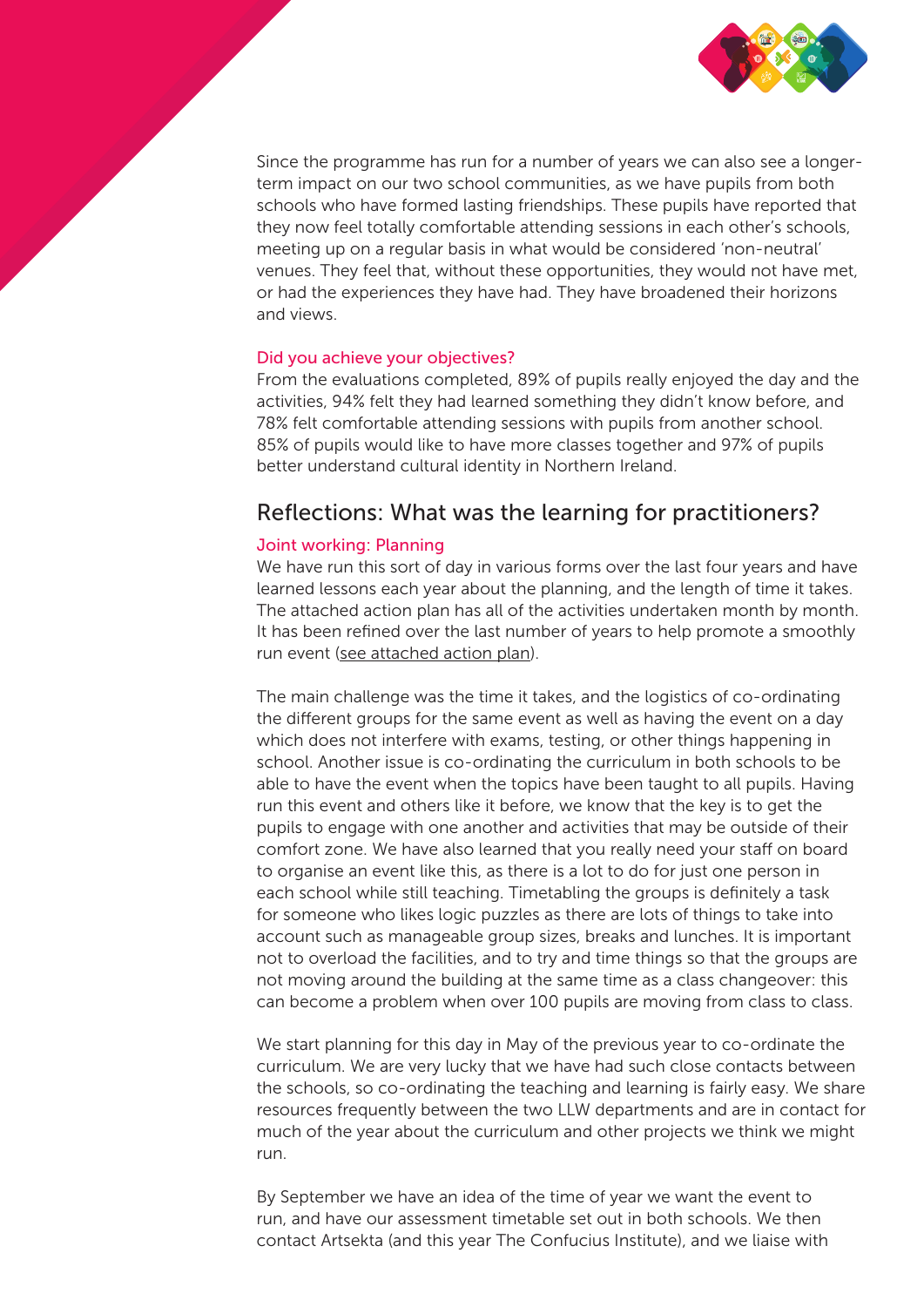Since the programme has run for a number of years we can also see a longer-term impact on our two school communities, as we have pupils from both schools who have formed lasting friendships. These pupils have reported that they now feel totally comfortable attending sessions in each other's schools, meeting up on a regular basis in what would be considered 'non-neutral' venues. They feel that, without these opportunities, they would not have met, or had the experiences they have had. They have broadened their horizons and views.

### Did you achieve your objectives?

From the evaluations completed, 89% of pupils really enjoyed the day and the activities, 94% felt they had learned something they didn't know before, and 78% felt comfortable attending sessions with pupils from another school. 85% of pupils would like to have more classes together and 97% of pupils better understand cultural identity in Northern Ireland.

## Reflections: What was the learning for practitioners?

### Joint working: Planning

We have run this sort of day in various forms over the last four years and have learned lessons each year about the planning, and the length of time it takes. The attached action plan has all of the activities undertaken month by month. It has been refined over the last number of years to help promote a smoothly run event (see attached action plan).

The main challenge was the time it takes, and the logistics of co-ordinating the different groups for the same event as well as having the event on a day which does not interfere with exams, testing, or other things happening in school. Another issue is co-ordinating the curriculum in both schools to be able to have the event when the topics have been taught to all pupils. Having run this event and others like it before, we know that the key is to get the pupils to engage with one another and activities that may be outside of their comfort zone. We have also learned that you really need your staff on board to organise an event like this, as there is a lot to do for just one person in each school while still teaching. Timetabling the groups is definitely a task for someone who likes logic puzzles as there are lots of things to take into account such as manageable group sizes, breaks and lunches. It is important not to overload the facilities, and to try and time things so that the groups are not moving around the building at the same time as a class changeover: this can become a problem when over 100 pupils are moving from class to class.

We start planning for this day in May of the previous year to co-ordinate the curriculum. We are very lucky that we have had such close contacts between the schools, so co-ordinating the teaching and learning is fairly easy. We share resources frequently between the two LLW departments and are in contact for much of the year about the curriculum and other projects we think we might run.

By September we have an idea of the time of year we want the event to run, and have our assessment timetable set out in both schools. We then contact Artsekta (and this year The Confucius Institute), and we liaise with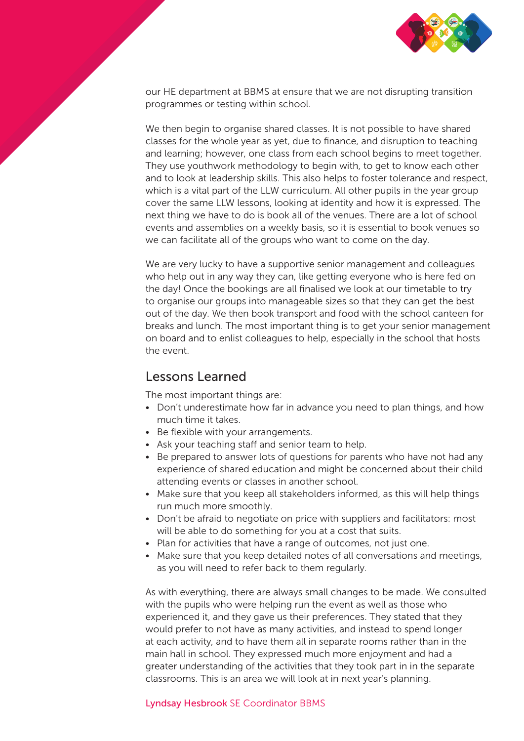our HE department at BBMS at ensure that we are not disrupting transition programmes or testing within school.

We then begin to organise shared classes. It is not possible to have shared classes for the whole year as yet, due to finance, and disruption to teaching and learning; however, one class from each school begins to meet together. They use youthwork methodology to begin with, to get to know each other and to look at leadership skills. This also helps to foster tolerance and respect, which is a vital part of the LLW curriculum. All other pupils in the year group cover the same LLW lessons, looking at identity and how it is expressed. The next thing we have to do is book all of the venues. There are a lot of school events and assemblies on a weekly basis, so it is essential to book venues so we can facilitate all of the groups who want to come on the day.

We are very lucky to have a supportive senior management and colleagues who help out in any way they can, like getting everyone who is here fed on the day! Once the bookings are all finalised we look at our timetable to try to organise our groups into manageable sizes so that they can get the best out of the day. We then book transport and food with the school canteen for breaks and lunch. The most important thing is to get your senior management on board and to enlist colleagues to help, especially in the school that hosts the event.

## Lessons Learned

The most important things are:

- Don't underestimate how far in advance you need to plan things, and how much time it takes.
- Be flexible with your arrangements.
- Ask your teaching staff and senior team to help.
- Be prepared to answer lots of questions for parents who have not had any experience of shared education and might be concerned about their child attending events or classes in another school.
- Make sure that you keep all stakeholders informed, as this will help things run much more smoothly.
- Don't be afraid to negotiate on price with suppliers and facilitators: most will be able to do something for you at a cost that suits.
- Plan for activities that have a range of outcomes, not just one.
- Make sure that you keep detailed notes of all conversations and meetings, as you will need to refer back to them regularly.

As with everything, there are always small changes to be made. We consulted with the pupils who were helping run the event as well as those who experienced it, and they gave us their preferences. They stated that they would prefer to not have as many activities, and instead to spend longer at each activity, and to have them all in separate rooms rather than in the main hall in school. They expressed much more enjoyment and had a greater understanding of the activities that they took part in in the separate classrooms. This is an area we will look at in next year's planning.

Lyndsay Hesbrook SE Coordinator BBMS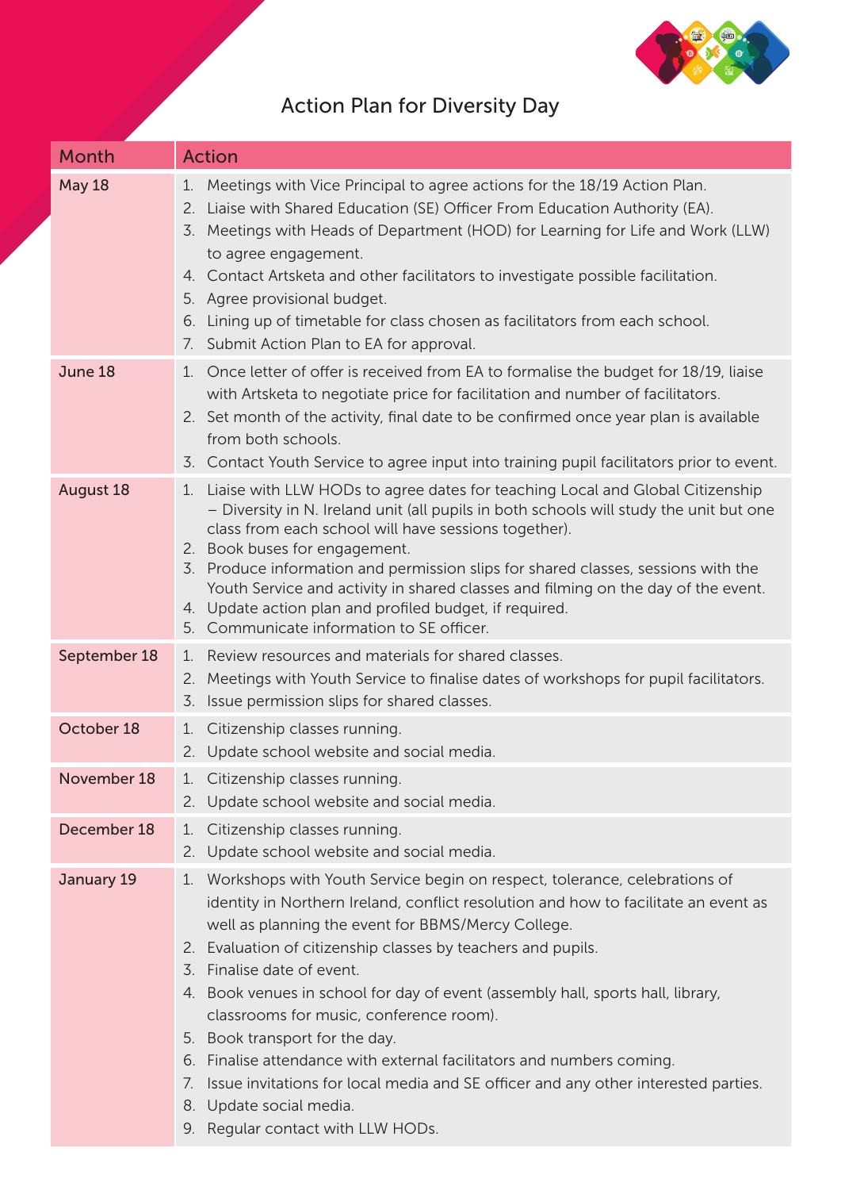# Action Plan for Diversity Day

| Month | Action |
|---|---|
| May 18 | 1. Meetings with Vice Principal to agree actions for the 18/19 Action Plan.<br>2. Liaise with Shared Education (SE) Officer From Education Authority (EA).<br>3. Meetings with Heads of Department (HOD) for Learning for Life and Work (LLW) to agree engagement.<br>4. Contact Artsketa and other facilitators to investigate possible facilitation.<br>5. Agree provisional budget.<br>6. Lining up of timetable for class chosen as facilitators from each school.<br>7. Submit Action Plan to EA for approval. |
| June 18 | 1. Once letter of offer is received from EA to formalise the budget for 18/19, liaise with Artsketa to negotiate price for facilitation and number of facilitators.<br>2. Set month of the activity, final date to be confirmed once year plan is available from both schools.<br>3. Contact Youth Service to agree input into training pupil facilitators prior to event. |
| August 18 | 1. Liaise with LLW HODs to agree dates for teaching Local and Global Citizenship – Diversity in N. Ireland unit (all pupils in both schools will study the unit but one class from each school will have sessions together).<br>2. Book buses for engagement.<br>3. Produce information and permission slips for shared classes, sessions with the Youth Service and activity in shared classes and filming on the day of the event.<br>4. Update action plan and profiled budget, if required.<br>5. Communicate information to SE officer. |
| September 18 | 1. Review resources and materials for shared classes.<br>2. Meetings with Youth Service to finalise dates of workshops for pupil facilitators.<br>3. Issue permission slips for shared classes. |
| October 18 | 1. Citizenship classes running.<br>2. Update school website and social media. |
| November 18 | 1. Citizenship classes running.<br>2. Update school website and social media. |
| December 18 | 1. Citizenship classes running.<br>2. Update school website and social media. |
| January 19 | 1. Workshops with Youth Service begin on respect, tolerance, celebrations of identity in Northern Ireland, conflict resolution and how to facilitate an event as well as planning the event for BBMS/Mercy College.<br>2. Evaluation of citizenship classes by teachers and pupils.<br>3. Finalise date of event.<br>4. Book venues in school for day of event (assembly hall, sports hall, library, classrooms for music, conference room).<br>5. Book transport for the day.<br>6. Finalise attendance with external facilitators and numbers coming.<br>7. Issue invitations for local media and SE officer and any other interested parties.<br>8. Update social media.<br>9. Regular contact with LLW HODs. |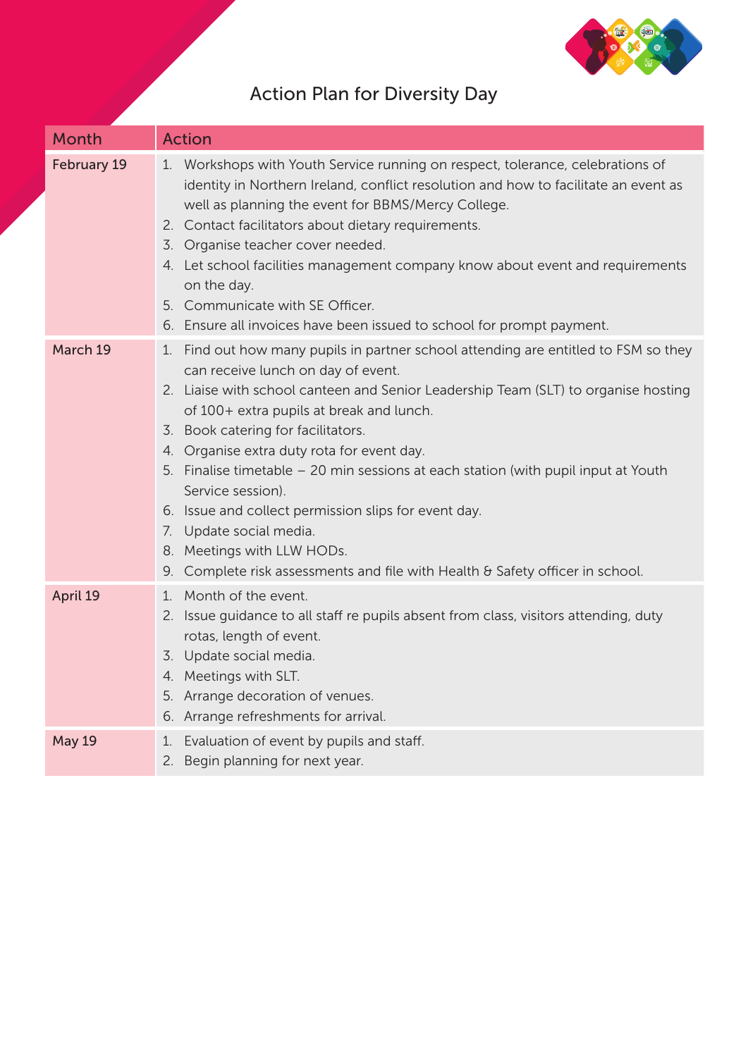# Action Plan for Diversity Day

| Month | Action |
| --- | --- |
| February 19 | 1. Workshops with Youth Service running on respect, tolerance, celebrations of identity in Northern Ireland, conflict resolution and how to facilitate an event as well as planning the event for BBMS/Mercy College.<br>2. Contact facilitators about dietary requirements.<br>3. Organise teacher cover needed.<br>4. Let school facilities management company know about event and requirements on the day.<br>5. Communicate with SE Officer.<br>6. Ensure all invoices have been issued to school for prompt payment. |
| March 19 | 1. Find out how many pupils in partner school attending are entitled to FSM so they can receive lunch on day of event.<br>2. Liaise with school canteen and Senior Leadership Team (SLT) to organise hosting of 100+ extra pupils at break and lunch.<br>3. Book catering for facilitators.<br>4. Organise extra duty rota for event day.<br>5. Finalise timetable – 20 min sessions at each station (with pupil input at Youth Service session).<br>6. Issue and collect permission slips for event day.<br>7. Update social media.<br>8. Meetings with LLW HODs.<br>9. Complete risk assessments and file with Health & Safety officer in school. |
| April 19 | 1. Month of the event.<br>2. Issue guidance to all staff re pupils absent from class, visitors attending, duty rotas, length of event.<br>3. Update social media.<br>4. Meetings with SLT.<br>5. Arrange decoration of venues.<br>6. Arrange refreshments for arrival. |
| May 19 | 1. Evaluation of event by pupils and staff.<br>2. Begin planning for next year. |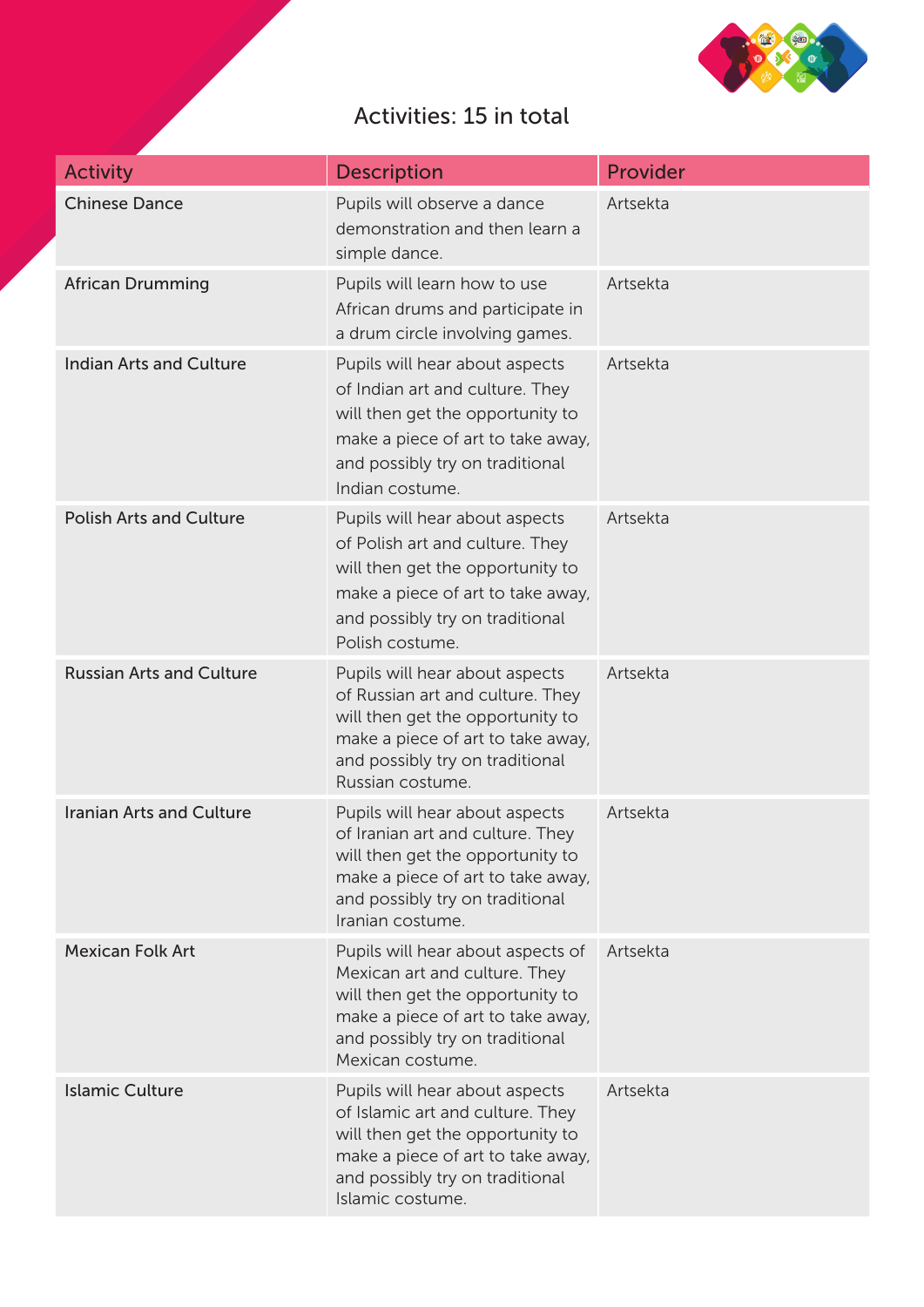## Activities: 15 in total

| Activity | Description | Provider |
|---|---|---|
| Chinese Dance | Pupils will observe a dance demonstration and then learn a simple dance. | Artsekta |
| African Drumming | Pupils will learn how to use African drums and participate in a drum circle involving games. | Artsekta |
| Indian Arts and Culture | Pupils will hear about aspects of Indian art and culture. They will then get the opportunity to make a piece of art to take away, and possibly try on traditional Indian costume. | Artsekta |
| Polish Arts and Culture | Pupils will hear about aspects of Polish art and culture. They will then get the opportunity to make a piece of art to take away, and possibly try on traditional Polish costume. | Artsekta |
| Russian Arts and Culture | Pupils will hear about aspects of Russian art and culture. They will then get the opportunity to make a piece of art to take away, and possibly try on traditional Russian costume. | Artsekta |
| Iranian Arts and Culture | Pupils will hear about aspects of Iranian art and culture. They will then get the opportunity to make a piece of art to take away, and possibly try on traditional Iranian costume. | Artsekta |
| Mexican Folk Art | Pupils will hear about aspects of Mexican art and culture. They will then get the opportunity to make a piece of art to take away, and possibly try on traditional Mexican costume. | Artsekta |
| Islamic Culture | Pupils will hear about aspects of Islamic art and culture. They will then get the opportunity to make a piece of art to take away, and possibly try on traditional Islamic costume. | Artsekta |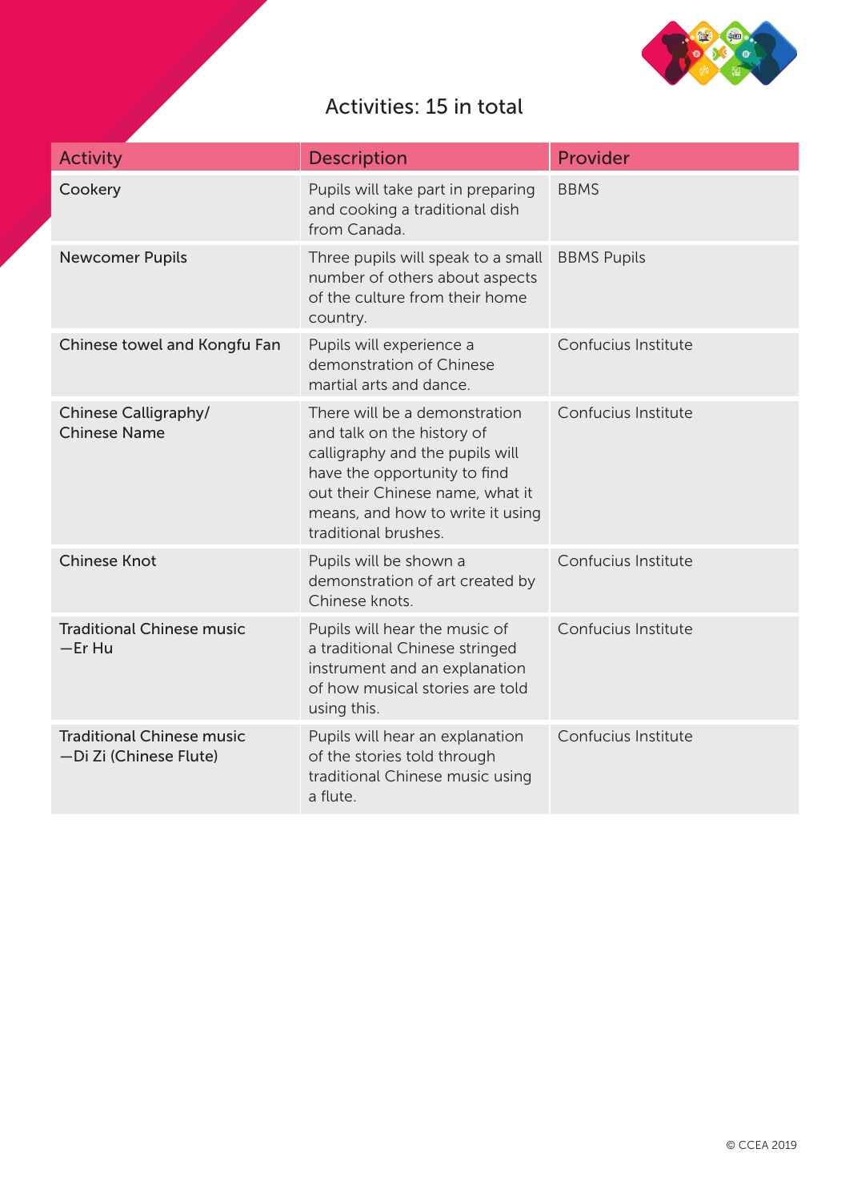## Activities: 15 in total

| Activity | Description | Provider |
|---|---|---|
| Cookery | Pupils will take part in preparing and cooking a traditional dish from Canada. | BBMS |
| Newcomer Pupils | Three pupils will speak to a small number of others about aspects of the culture from their home country. | BBMS Pupils |
| Chinese towel and Kongfu Fan | Pupils will experience a demonstration of Chinese martial arts and dance. | Confucius Institute |
| Chinese Calligraphy/ Chinese Name | There will be a demonstration and talk on the history of calligraphy and the pupils will have the opportunity to find out their Chinese name, what it means, and how to write it using traditional brushes. | Confucius Institute |
| Chinese Knot | Pupils will be shown a demonstration of art created by Chinese knots. | Confucius Institute |
| Traditional Chinese music —Er Hu | Pupils will hear the music of a traditional Chinese stringed instrument and an explanation of how musical stories are told using this. | Confucius Institute |
| Traditional Chinese music —Di Zi (Chinese Flute) | Pupils will hear an explanation of the stories told through traditional Chinese music using a flute. | Confucius Institute |

© CCEA 2019